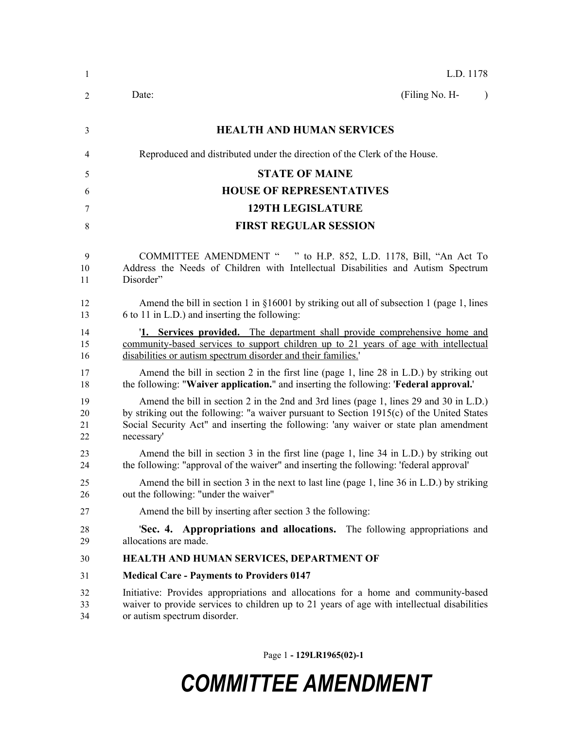L.D. 1178

Date: (Filing No. H- )

# HEALTH AND HUMAN SERVICES

Reproduced and distributed under the direction of the Clerk of the House.

## STATE OF MAINE
## HOUSE OF REPRESENTATIVES
## 129TH LEGISLATURE
## FIRST REGULAR SESSION

COMMITTEE AMENDMENT " " to H.P. 852, L.D. 1178, Bill, "An Act To Address the Needs of Children with Intellectual Disabilities and Autism Spectrum Disorder"

Amend the bill in section 1 in §16001 by striking out all of subsection 1 (page 1, lines 6 to 11 in L.D.) and inserting the following:

'**1. Services provided.** The department shall provide comprehensive home and community-based services to support children up to 21 years of age with intellectual disabilities or autism spectrum disorder and their families.'

Amend the bill in section 2 in the first line (page 1, line 28 in L.D.) by striking out the following: "**Waiver application.**" and inserting the following: '**Federal approval.**'

Amend the bill in section 2 in the 2nd and 3rd lines (page 1, lines 29 and 30 in L.D.) by striking out the following: "a waiver pursuant to Section 1915(c) of the United States Social Security Act" and inserting the following: 'any waiver or state plan amendment necessary'

Amend the bill in section 3 in the first line (page 1, line 34 in L.D.) by striking out the following: "approval of the waiver" and inserting the following: 'federal approval'

Amend the bill in section 3 in the next to last line (page 1, line 36 in L.D.) by striking out the following: "under the waiver"

Amend the bill by inserting after section 3 the following:

'**Sec. 4. Appropriations and allocations.** The following appropriations and allocations are made.

**HEALTH AND HUMAN SERVICES, DEPARTMENT OF**

**Medical Care - Payments to Providers 0147**

Initiative: Provides appropriations and allocations for a home and community-based waiver to provide services to children up to 21 years of age with intellectual disabilities or autism spectrum disorder.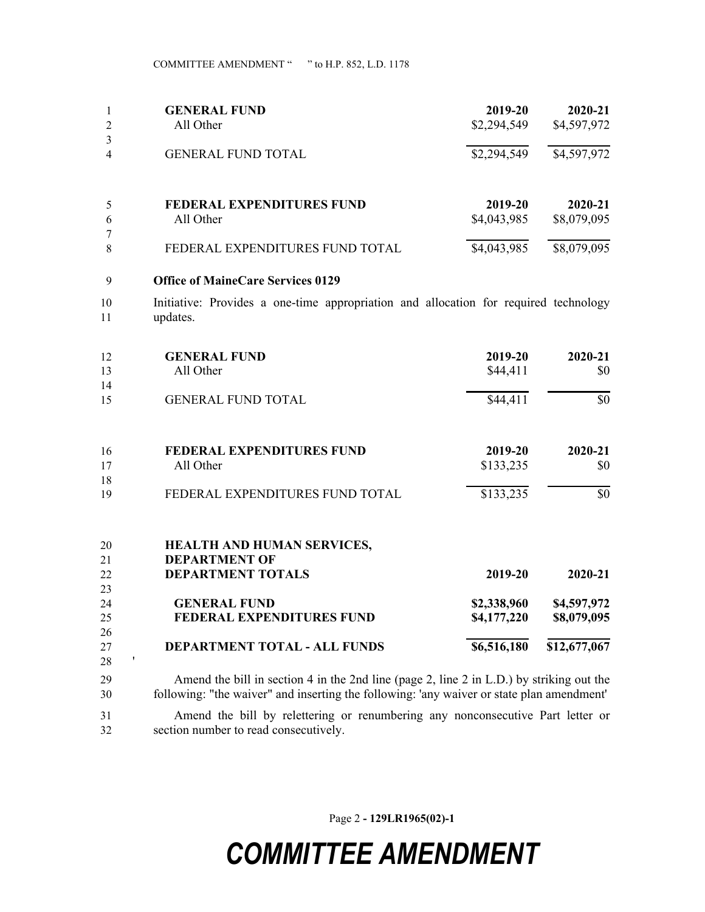| **GENERAL FUND** | **2019-20** | **2020-21** |
|---|---|---|
| All Other | $2,294,549 | $4,597,972 |
| GENERAL FUND TOTAL | $2,294,549 | $4,597,972 |

| **FEDERAL EXPENDITURES FUND** | **2019-20** | **2020-21** |
|---|---|---|
| All Other | $4,043,985 | $8,079,095 |
| FEDERAL EXPENDITURES FUND TOTAL | $4,043,985 | $8,079,095 |

**Office of MaineCare Services 0129**

Initiative: Provides a one-time appropriation and allocation for required technology updates.

| **GENERAL FUND** | **2019-20** | **2020-21** |
|---|---|---|
| All Other | $44,411 | $0 |
| GENERAL FUND TOTAL | $44,411 | $0 |

| **FEDERAL EXPENDITURES FUND** | **2019-20** | **2020-21** |
|---|---|---|
| All Other | $133,235 | $0 |
| FEDERAL EXPENDITURES FUND TOTAL | $133,235 | $0 |

| **HEALTH AND HUMAN SERVICES, DEPARTMENT OF DEPARTMENT TOTALS** | **2019-20** | **2020-21** |
|---|---|---|
| **GENERAL FUND** | **$2,338,960** | **$4,597,972** |
| **FEDERAL EXPENDITURES FUND** | **$4,177,220** | **$8,079,095** |
| **DEPARTMENT TOTAL - ALL FUNDS** | **$6,516,180** | **$12,677,067** |

'

Amend the bill in section 4 in the 2nd line (page 2, line 2 in L.D.) by striking out the following: "the waiver" and inserting the following: 'any waiver or state plan amendment'

Amend the bill by relettering or renumbering any nonconsecutive Part letter or section number to read consecutively.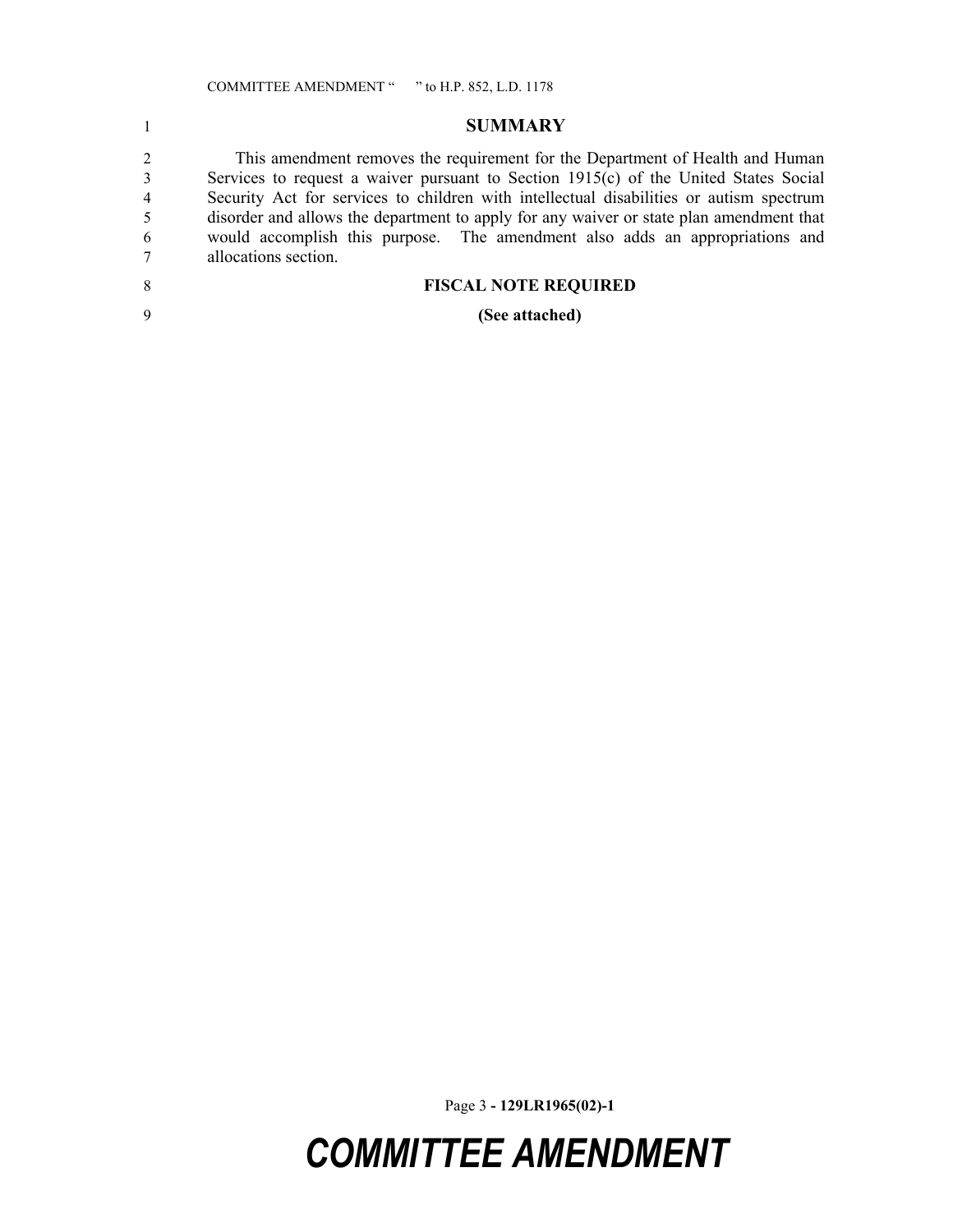## SUMMARY

This amendment removes the requirement for the Department of Health and Human Services to request a waiver pursuant to Section 1915(c) of the United States Social Security Act for services to children with intellectual disabilities or autism spectrum disorder and allows the department to apply for any waiver or state plan amendment that would accomplish this purpose. The amendment also adds an appropriations and allocations section.

**FISCAL NOTE REQUIRED**

**(See attached)**